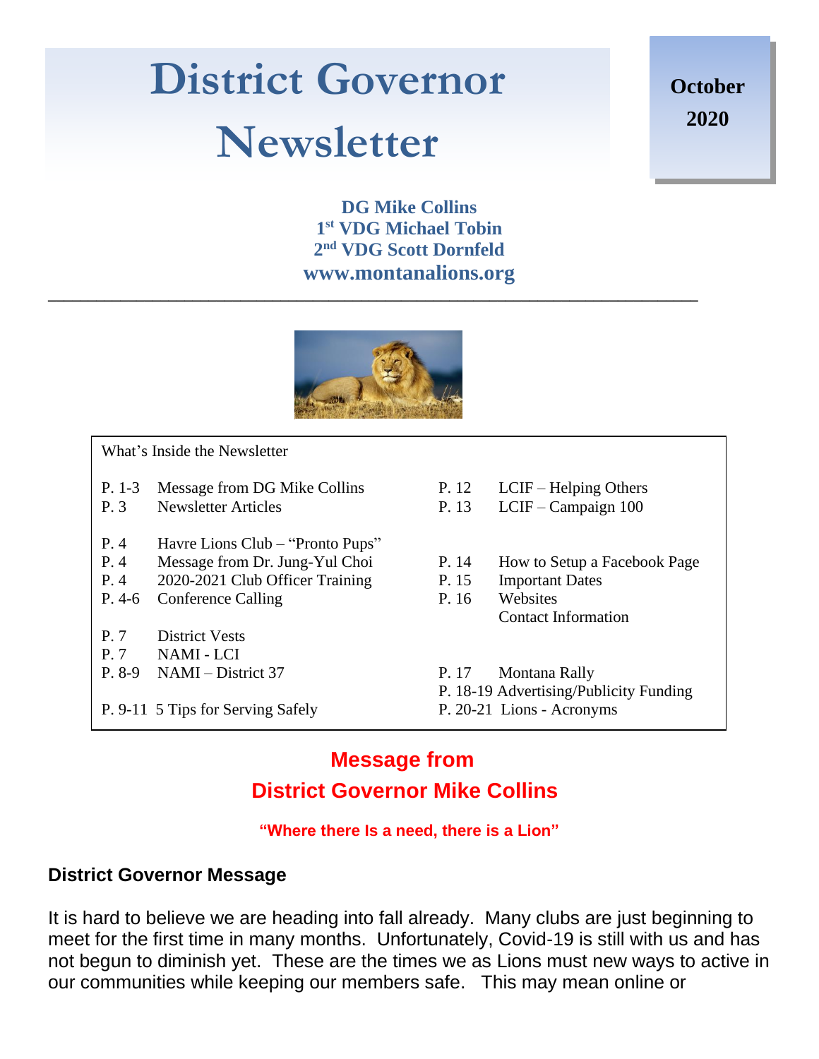# District Governor Newsletter

**October 2020**

**DG Mike Collins**
**1st VDG Michael Tobin**
**2nd VDG Scott Dornfeld**
**www.montanalions.org**

---

What's Inside the Newsletter

| | | | |
|---|---|---|---|
| P. 1-3 | Message from DG Mike Collins | P. 12 | LCIF – Helping Others |
| P. 3 | Newsletter Articles | P. 13 | LCIF – Campaign 100 |
| P. 4 | Havre Lions Club – "Pronto Pups" | | |
| P. 4 | Message from Dr. Jung-Yul Choi | P. 14 | How to Setup a Facebook Page |
| P. 4 | 2020-2021 Club Officer Training | P. 15 | Important Dates |
| P. 4-6 | Conference Calling | P. 16 | Websites |
| | | | Contact Information |
| P. 7 | District Vests | | |
| P. 7 | NAMI - LCI | | |
| P. 8-9 | NAMI – District 37 | P. 17 | Montana Rally |
| | | P. 18-19 | Advertising/Publicity Funding |
| P. 9-11 | 5 Tips for Serving Safely | P. 20-21 | Lions - Acronyms |

## Message from District Governor Mike Collins

**"Where there Is a need, there is a Lion"**

### District Governor Message

It is hard to believe we are heading into fall already. Many clubs are just beginning to meet for the first time in many months. Unfortunately, Covid-19 is still with us and has not begun to diminish yet. These are the times we as Lions must new ways to active in our communities while keeping our members safe. This may mean online or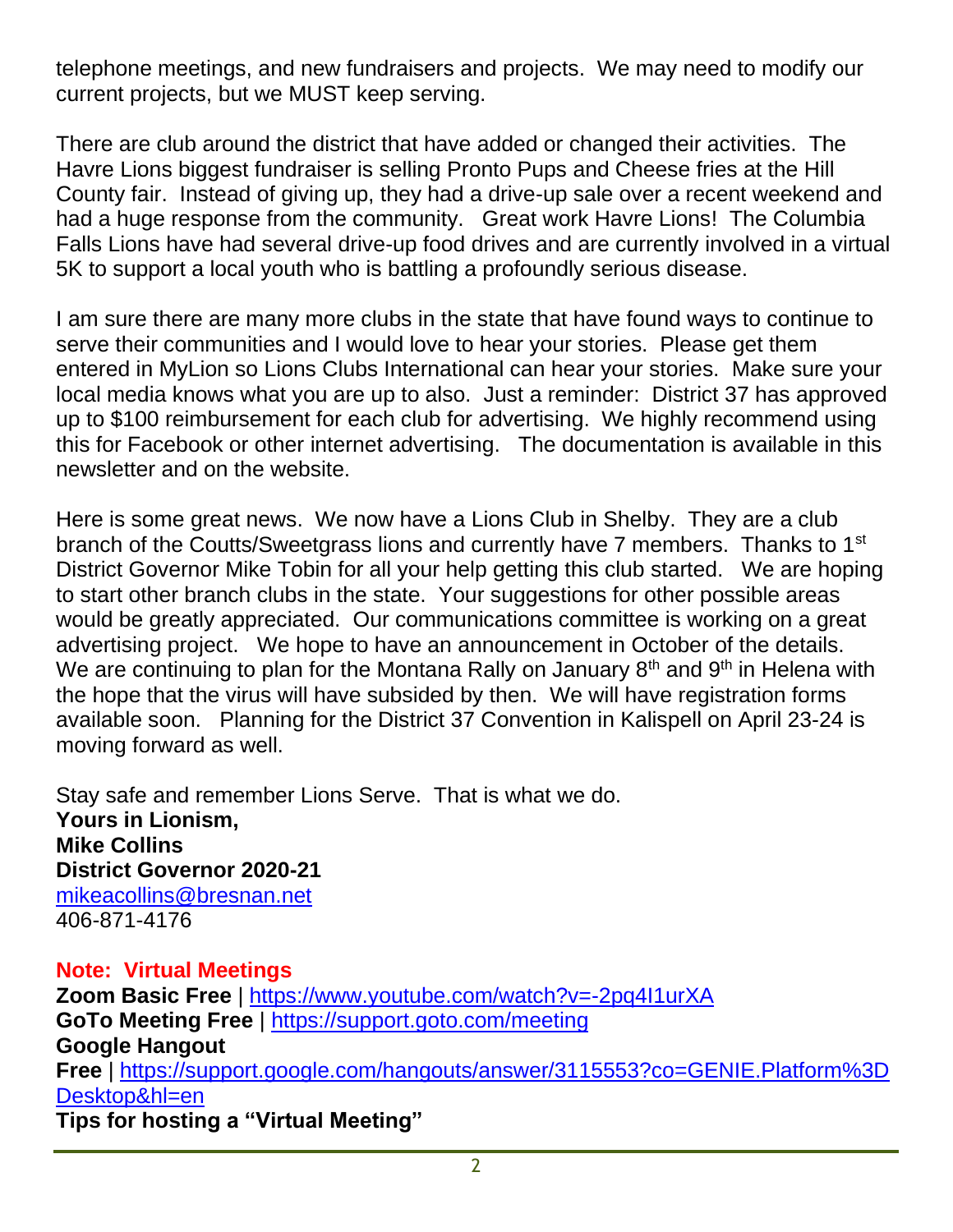telephone meetings, and new fundraisers and projects. We may need to modify our current projects, but we MUST keep serving.

There are club around the district that have added or changed their activities. The Havre Lions biggest fundraiser is selling Pronto Pups and Cheese fries at the Hill County fair. Instead of giving up, they had a drive-up sale over a recent weekend and had a huge response from the community. Great work Havre Lions! The Columbia Falls Lions have had several drive-up food drives and are currently involved in a virtual 5K to support a local youth who is battling a profoundly serious disease.

I am sure there are many more clubs in the state that have found ways to continue to serve their communities and I would love to hear your stories. Please get them entered in MyLion so Lions Clubs International can hear your stories. Make sure your local media knows what you are up to also. Just a reminder: District 37 has approved up to $100 reimbursement for each club for advertising. We highly recommend using this for Facebook or other internet advertising. The documentation is available in this newsletter and on the website.

Here is some great news. We now have a Lions Club in Shelby. They are a club branch of the Coutts/Sweetgrass lions and currently have 7 members. Thanks to 1st District Governor Mike Tobin for all your help getting this club started. We are hoping to start other branch clubs in the state. Your suggestions for other possible areas would be greatly appreciated. Our communications committee is working on a great advertising project. We hope to have an announcement in October of the details. We are continuing to plan for the Montana Rally on January 8th and 9th in Helena with the hope that the virus will have subsided by then. We will have registration forms available soon. Planning for the District 37 Convention in Kalispell on April 23-24 is moving forward as well.

Stay safe and remember Lions Serve. That is what we do.
**Yours in Lionism,**
**Mike Collins**
**District Governor 2020-21**
mikeacollins@bresnan.net
406-871-4176

**Note: Virtual Meetings**
**Zoom Basic Free** | https://www.youtube.com/watch?v=-2pq4I1urXA
**GoTo Meeting Free** | https://support.goto.com/meeting
**Google Hangout Free** | https://support.google.com/hangouts/answer/3115553?co=GENIE.Platform%3DDesktop&hl=en
**Tips for hosting a "Virtual Meeting"**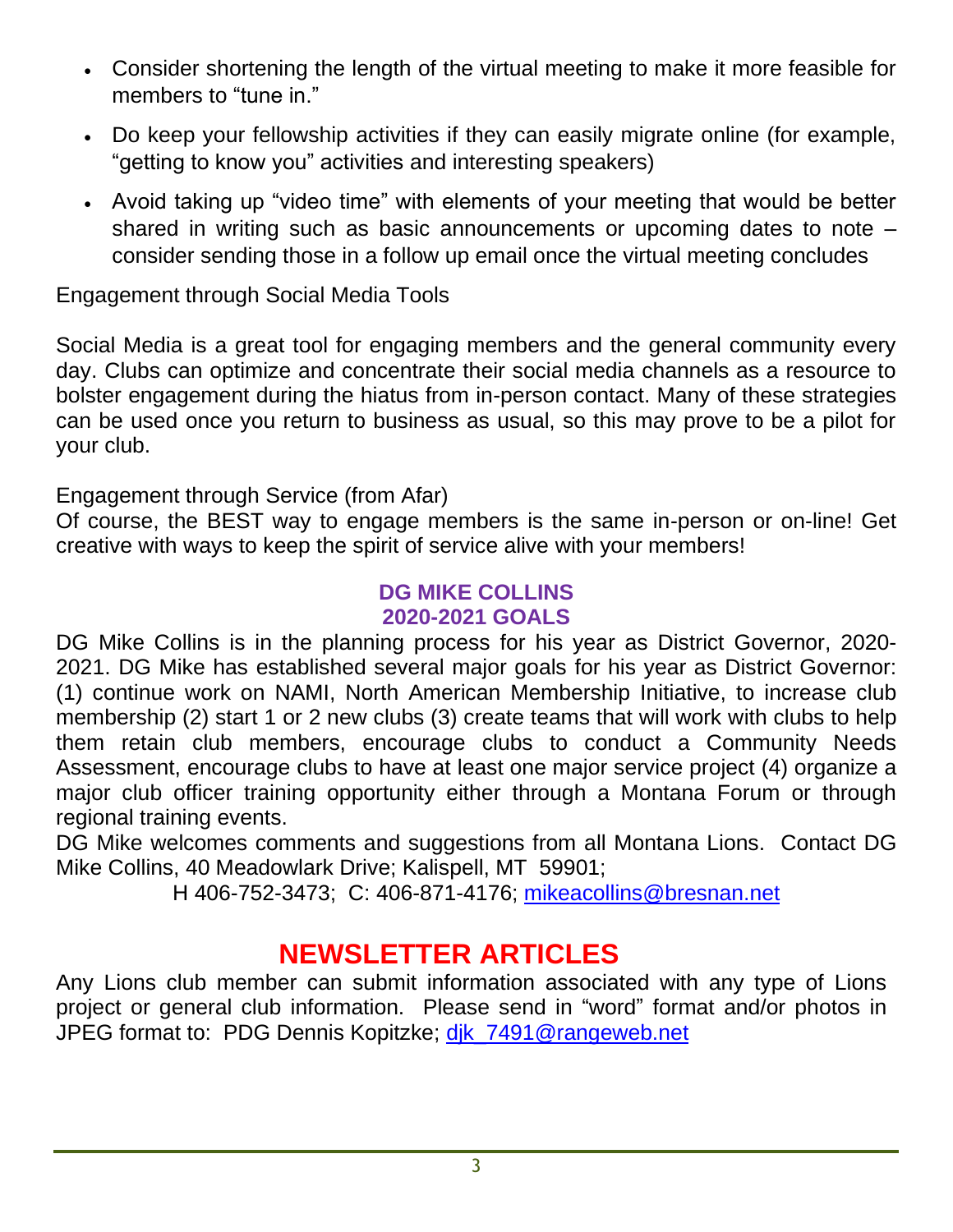- Consider shortening the length of the virtual meeting to make it more feasible for members to "tune in."
- Do keep your fellowship activities if they can easily migrate online (for example, "getting to know you" activities and interesting speakers)
- Avoid taking up "video time" with elements of your meeting that would be better shared in writing such as basic announcements or upcoming dates to note – consider sending those in a follow up email once the virtual meeting concludes

Engagement through Social Media Tools

Social Media is a great tool for engaging members and the general community every day. Clubs can optimize and concentrate their social media channels as a resource to bolster engagement during the hiatus from in-person contact. Many of these strategies can be used once you return to business as usual, so this may prove to be a pilot for your club.

Engagement through Service (from Afar)
Of course, the BEST way to engage members is the same in-person or on-line! Get creative with ways to keep the spirit of service alive with your members!

### DG MIKE COLLINS 2020-2021 GOALS

DG Mike Collins is in the planning process for his year as District Governor, 2020-2021. DG Mike has established several major goals for his year as District Governor: (1) continue work on NAMI, North American Membership Initiative, to increase club membership (2) start 1 or 2 new clubs (3) create teams that will work with clubs to help them retain club members, encourage clubs to conduct a Community Needs Assessment, encourage clubs to have at least one major service project (4) organize a major club officer training opportunity either through a Montana Forum or through regional training events.

DG Mike welcomes comments and suggestions from all Montana Lions. Contact DG Mike Collins, 40 Meadowlark Drive; Kalispell, MT 59901;
H 406-752-3473; C: 406-871-4176; mikeacollins@bresnan.net

## NEWSLETTER ARTICLES

Any Lions club member can submit information associated with any type of Lions project or general club information. Please send in "word" format and/or photos in JPEG format to: PDG Dennis Kopitzke; djk_7491@rangeweb.net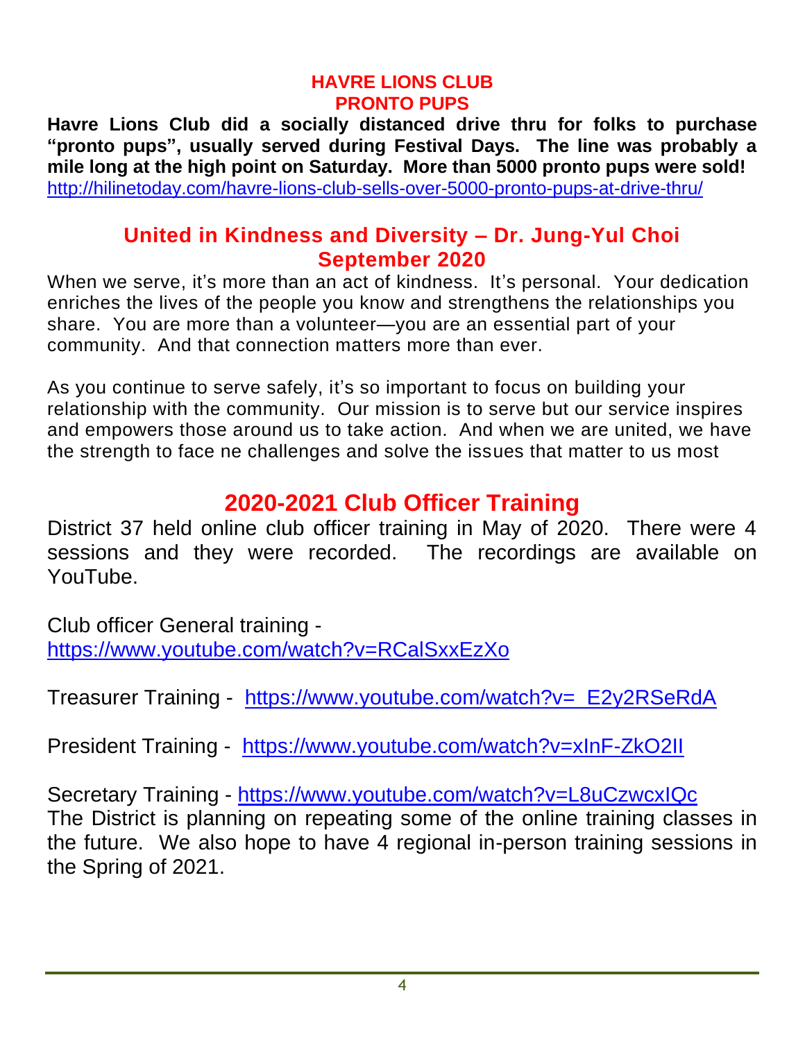## HAVRE LIONS CLUB
## PRONTO PUPS

**Havre Lions Club did a socially distanced drive thru for folks to purchase "pronto pups", usually served during Festival Days. The line was probably a mile long at the high point on Saturday. More than 5000 pronto pups were sold!**
http://hilinetoday.com/havre-lions-club-sells-over-5000-pronto-pups-at-drive-thru/

## United in Kindness and Diversity – Dr. Jung-Yul Choi
## September 2020

When we serve, it's more than an act of kindness. It's personal. Your dedication enriches the lives of the people you know and strengthens the relationships you share. You are more than a volunteer—you are an essential part of your community. And that connection matters more than ever.

As you continue to serve safely, it's so important to focus on building your relationship with the community. Our mission is to serve but our service inspires and empowers those around us to take action. And when we are united, we have the strength to face ne challenges and solve the issues that matter to us most

## 2020-2021 Club Officer Training

District 37 held online club officer training in May of 2020. There were 4 sessions and they were recorded. The recordings are available on YouTube.

Club officer General training -
https://www.youtube.com/watch?v=RCalSxxEzXo

Treasurer Training - https://www.youtube.com/watch?v=_E2y2RSeRdA

President Training - https://www.youtube.com/watch?v=xInF-ZkO2lI

Secretary Training - https://www.youtube.com/watch?v=L8uCzwcxIQc
The District is planning on repeating some of the online training classes in the future. We also hope to have 4 regional in-person training sessions in the Spring of 2021.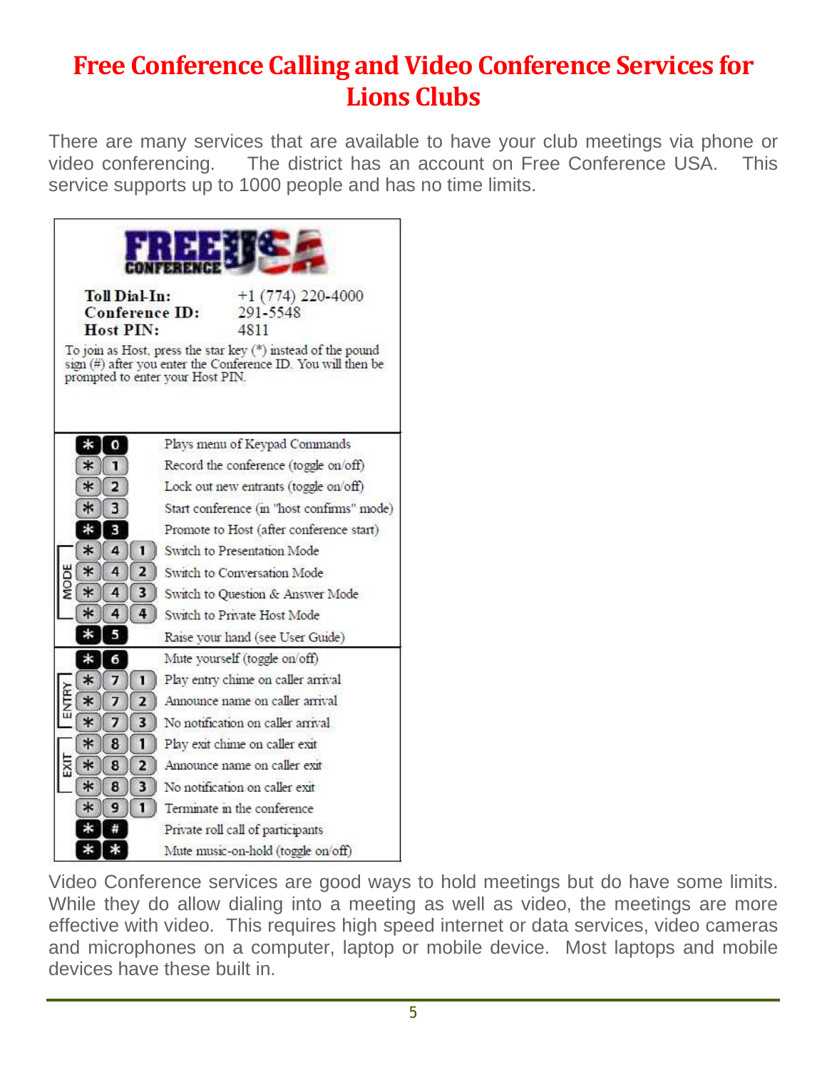# Free Conference Calling and Video Conference Services for Lions Clubs

There are many services that are available to have your club meetings via phone or video conferencing. The district has an account on Free Conference USA. This service supports up to 1000 people and has no time limits.

**FREE CONFERENCE USA**

| | |
|---|---|
| **Toll Dial-In:** | +1 (774) 220-4000 |
| **Conference ID:** | 291-5548 |
| **Host PIN:** | 4811 |

To join as Host, press the star key (*) instead of the pound sign (#) after you enter the Conference ID. You will then be prompted to enter your Host PIN.

| | Keys | Command |
|---|---|---|
| | * 0 | Plays menu of Keypad Commands |
| | * 1 | Record the conference (toggle on/off) |
| | * 2 | Lock out new entrants (toggle on/off) |
| | * 3 | Start conference (in "host confirms" mode) |
| | * 3 | Promote to Host (after conference start) |
| MODE | * 4 1 | Switch to Presentation Mode |
| MODE | * 4 2 | Switch to Conversation Mode |
| MODE | * 4 3 | Switch to Question & Answer Mode |
| MODE | * 4 4 | Switch to Private Host Mode |
| | * 5 | Raise your hand (see User Guide) |
| | * 6 | Mute yourself (toggle on/off) |
| ENTRY | * 7 1 | Play entry chime on caller arrival |
| ENTRY | * 7 2 | Announce name on caller arrival |
| ENTRY | * 7 3 | No notification on caller arrival |
| EXIT | * 8 1 | Play exit chime on caller exit |
| EXIT | * 8 2 | Announce name on caller exit |
| EXIT | * 8 3 | No notification on caller exit |
| | * 9 1 | Terminate in the conference |
| | * # | Private roll call of participants |
| | * * | Mute music-on-hold (toggle on/off) |

Video Conference services are good ways to hold meetings but do have some limits. While they do allow dialing into a meeting as well as video, the meetings are more effective with video. This requires high speed internet or data services, video cameras and microphones on a computer, laptop or mobile device. Most laptops and mobile devices have these built in.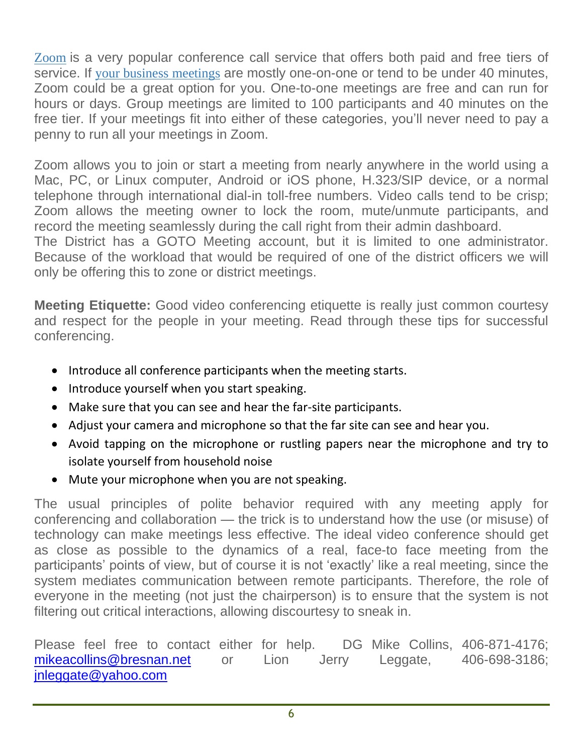Zoom is a very popular conference call service that offers both paid and free tiers of service. If your business meetings are mostly one-on-one or tend to be under 40 minutes, Zoom could be a great option for you. One-to-one meetings are free and can run for hours or days. Group meetings are limited to 100 participants and 40 minutes on the free tier. If your meetings fit into either of these categories, you'll never need to pay a penny to run all your meetings in Zoom.

Zoom allows you to join or start a meeting from nearly anywhere in the world using a Mac, PC, or Linux computer, Android or iOS phone, H.323/SIP device, or a normal telephone through international dial-in toll-free numbers. Video calls tend to be crisp; Zoom allows the meeting owner to lock the room, mute/unmute participants, and record the meeting seamlessly during the call right from their admin dashboard.
The District has a GOTO Meeting account, but it is limited to one administrator. Because of the workload that would be required of one of the district officers we will only be offering this to zone or district meetings.

**Meeting Etiquette:** Good video conferencing etiquette is really just common courtesy and respect for the people in your meeting. Read through these tips for successful conferencing.

- Introduce all conference participants when the meeting starts.
- Introduce yourself when you start speaking.
- Make sure that you can see and hear the far-site participants.
- Adjust your camera and microphone so that the far site can see and hear you.
- Avoid tapping on the microphone or rustling papers near the microphone and try to isolate yourself from household noise
- Mute your microphone when you are not speaking.

The usual principles of polite behavior required with any meeting apply for conferencing and collaboration — the trick is to understand how the use (or misuse) of technology can make meetings less effective. The ideal video conference should get as close as possible to the dynamics of a real, face-to face meeting from the participants' points of view, but of course it is not 'exactly' like a real meeting, since the system mediates communication between remote participants. Therefore, the role of everyone in the meeting (not just the chairperson) is to ensure that the system is not filtering out critical interactions, allowing discourtesy to sneak in.

Please feel free to contact either for help. DG Mike Collins, 406-871-4176; mikeacollins@bresnan.net or Lion Jerry Leggate, 406-698-3186; jnleggate@yahoo.com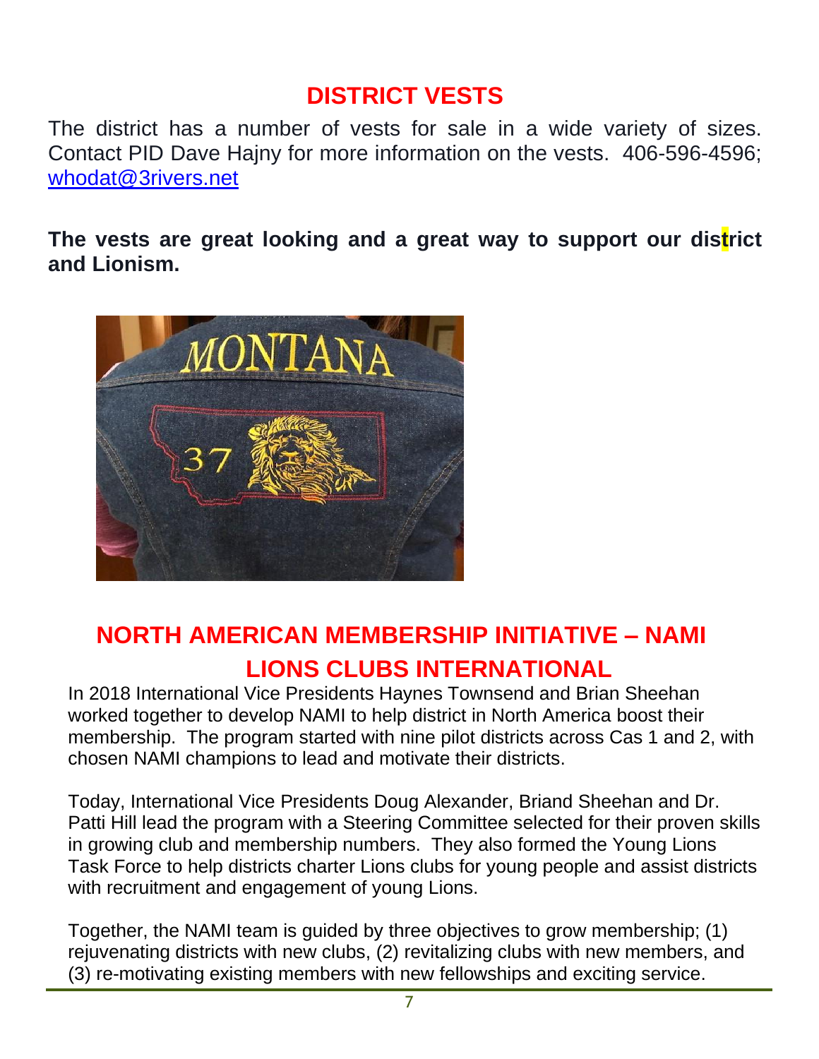## DISTRICT VESTS

The district has a number of vests for sale in a wide variety of sizes. Contact PID Dave Hajny for more information on the vests. 406-596-4596; whodat@3rivers.net

**The vests are great looking and a great way to support our district and Lionism.**

## NORTH AMERICAN MEMBERSHIP INITIATIVE – NAMI LIONS CLUBS INTERNATIONAL

In 2018 International Vice Presidents Haynes Townsend and Brian Sheehan worked together to develop NAMI to help district in North America boost their membership. The program started with nine pilot districts across Cas 1 and 2, with chosen NAMI champions to lead and motivate their districts.

Today, International Vice Presidents Doug Alexander, Briand Sheehan and Dr. Patti Hill lead the program with a Steering Committee selected for their proven skills in growing club and membership numbers. They also formed the Young Lions Task Force to help districts charter Lions clubs for young people and assist districts with recruitment and engagement of young Lions.

Together, the NAMI team is guided by three objectives to grow membership; (1) rejuvenating districts with new clubs, (2) revitalizing clubs with new members, and (3) re-motivating existing members with new fellowships and exciting service.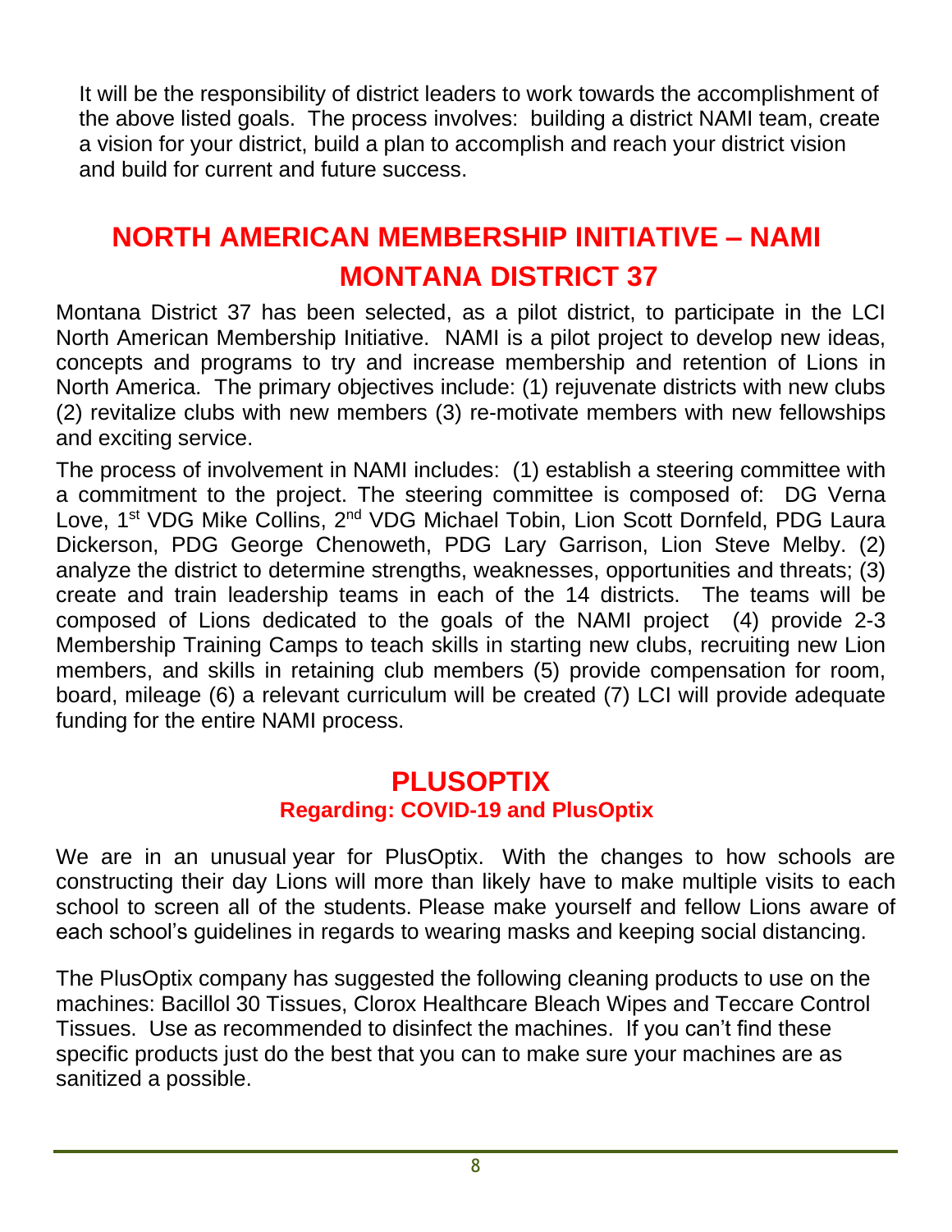It will be the responsibility of district leaders to work towards the accomplishment of the above listed goals. The process involves: building a district NAMI team, create a vision for your district, build a plan to accomplish and reach your district vision and build for current and future success.

## NORTH AMERICAN MEMBERSHIP INITIATIVE – NAMI MONTANA DISTRICT 37

Montana District 37 has been selected, as a pilot district, to participate in the LCI North American Membership Initiative. NAMI is a pilot project to develop new ideas, concepts and programs to try and increase membership and retention of Lions in North America. The primary objectives include: (1) rejuvenate districts with new clubs (2) revitalize clubs with new members (3) re-motivate members with new fellowships and exciting service.

The process of involvement in NAMI includes: (1) establish a steering committee with a commitment to the project. The steering committee is composed of: DG Verna Love, 1st VDG Mike Collins, 2nd VDG Michael Tobin, Lion Scott Dornfeld, PDG Laura Dickerson, PDG George Chenoweth, PDG Lary Garrison, Lion Steve Melby. (2) analyze the district to determine strengths, weaknesses, opportunities and threats; (3) create and train leadership teams in each of the 14 districts. The teams will be composed of Lions dedicated to the goals of the NAMI project (4) provide 2-3 Membership Training Camps to teach skills in starting new clubs, recruiting new Lion members, and skills in retaining club members (5) provide compensation for room, board, mileage (6) a relevant curriculum will be created (7) LCI will provide adequate funding for the entire NAMI process.

## PLUSOPTIX

### Regarding: COVID-19 and PlusOptix

We are in an unusual year for PlusOptix. With the changes to how schools are constructing their day Lions will more than likely have to make multiple visits to each school to screen all of the students. Please make yourself and fellow Lions aware of each school's guidelines in regards to wearing masks and keeping social distancing.

The PlusOptix company has suggested the following cleaning products to use on the machines: Bacillol 30 Tissues, Clorox Healthcare Bleach Wipes and Teccare Control Tissues. Use as recommended to disinfect the machines. If you can't find these specific products just do the best that you can to make sure your machines are as sanitized a possible.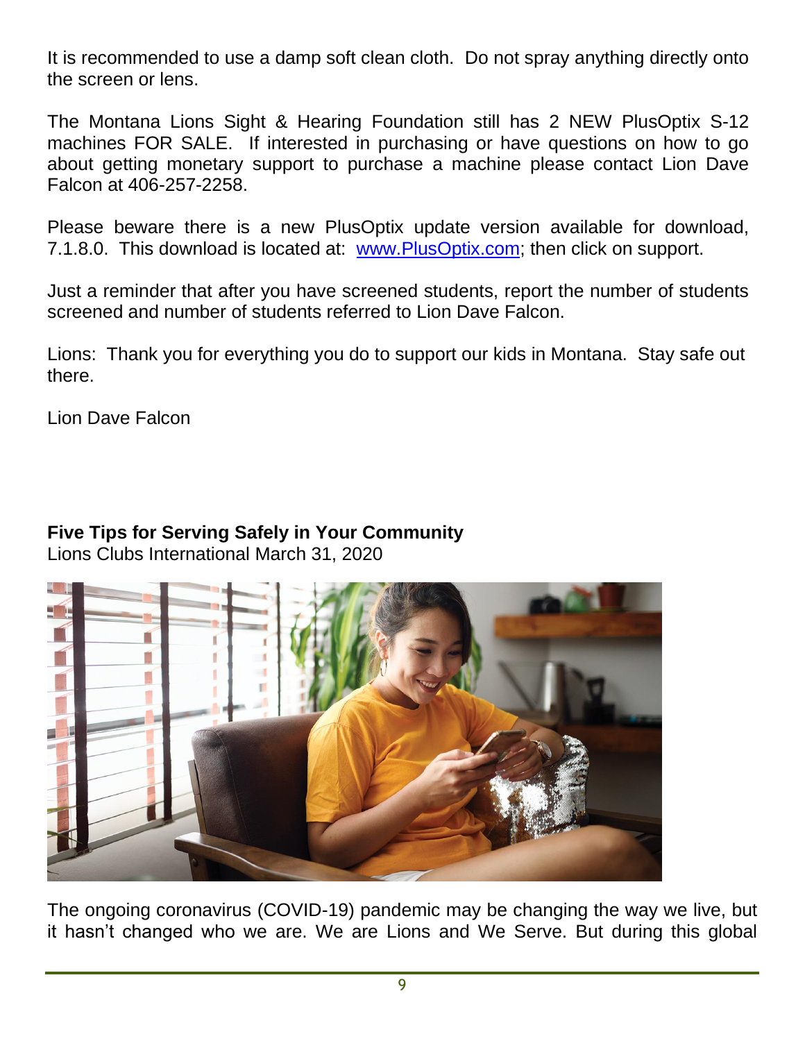It is recommended to use a damp soft clean cloth. Do not spray anything directly onto the screen or lens.

The Montana Lions Sight & Hearing Foundation still has 2 NEW PlusOptix S-12 machines FOR SALE. If interested in purchasing or have questions on how to go about getting monetary support to purchase a machine please contact Lion Dave Falcon at 406-257-2258.

Please beware there is a new PlusOptix update version available for download, 7.1.8.0. This download is located at: [www.PlusOptix.com](http://www.PlusOptix.com); then click on support.

Just a reminder that after you have screened students, report the number of students screened and number of students referred to Lion Dave Falcon.

Lions: Thank you for everything you do to support our kids in Montana. Stay safe out there.

Lion Dave Falcon

**Five Tips for Serving Safely in Your Community**
Lions Clubs International March 31, 2020

The ongoing coronavirus (COVID-19) pandemic may be changing the way we live, but it hasn't changed who we are. We are Lions and We Serve. But during this global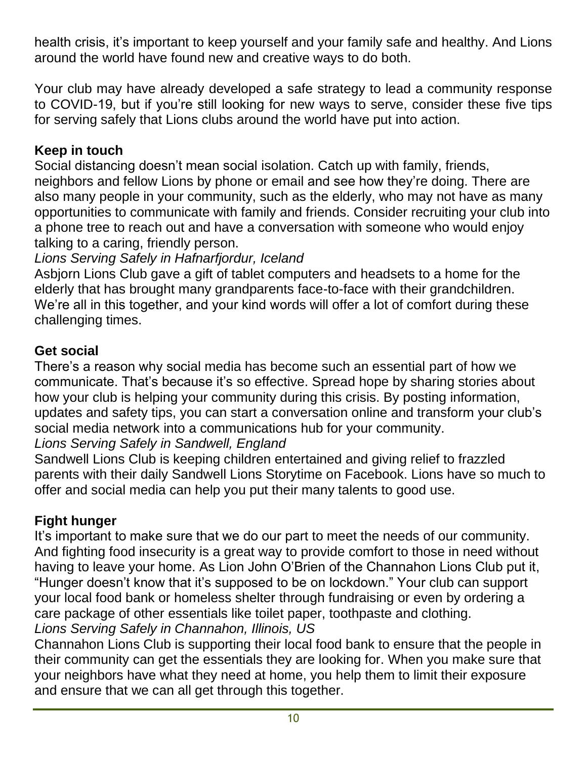health crisis, it's important to keep yourself and your family safe and healthy. And Lions around the world have found new and creative ways to do both.

Your club may have already developed a safe strategy to lead a community response to COVID-19, but if you're still looking for new ways to serve, consider these five tips for serving safely that Lions clubs around the world have put into action.

**Keep in touch**

Social distancing doesn't mean social isolation. Catch up with family, friends, neighbors and fellow Lions by phone or email and see how they're doing. There are also many people in your community, such as the elderly, who may not have as many opportunities to communicate with family and friends. Consider recruiting your club into a phone tree to reach out and have a conversation with someone who would enjoy talking to a caring, friendly person.

*Lions Serving Safely in Hafnarfjordur, Iceland*

Asbjorn Lions Club gave a gift of tablet computers and headsets to a home for the elderly that has brought many grandparents face-to-face with their grandchildren. We're all in this together, and your kind words will offer a lot of comfort during these challenging times.

**Get social**

There's a reason why social media has become such an essential part of how we communicate. That's because it's so effective. Spread hope by sharing stories about how your club is helping your community during this crisis. By posting information, updates and safety tips, you can start a conversation online and transform your club's social media network into a communications hub for your community.

*Lions Serving Safely in Sandwell, England*

Sandwell Lions Club is keeping children entertained and giving relief to frazzled parents with their daily Sandwell Lions Storytime on Facebook. Lions have so much to offer and social media can help you put their many talents to good use.

**Fight hunger**

It's important to make sure that we do our part to meet the needs of our community. And fighting food insecurity is a great way to provide comfort to those in need without having to leave your home. As Lion John O'Brien of the Channahon Lions Club put it, "Hunger doesn't know that it's supposed to be on lockdown." Your club can support your local food bank or homeless shelter through fundraising or even by ordering a care package of other essentials like toilet paper, toothpaste and clothing.

*Lions Serving Safely in Channahon, Illinois, US*

Channahon Lions Club is supporting their local food bank to ensure that the people in their community can get the essentials they are looking for. When you make sure that your neighbors have what they need at home, you help them to limit their exposure and ensure that we can all get through this together.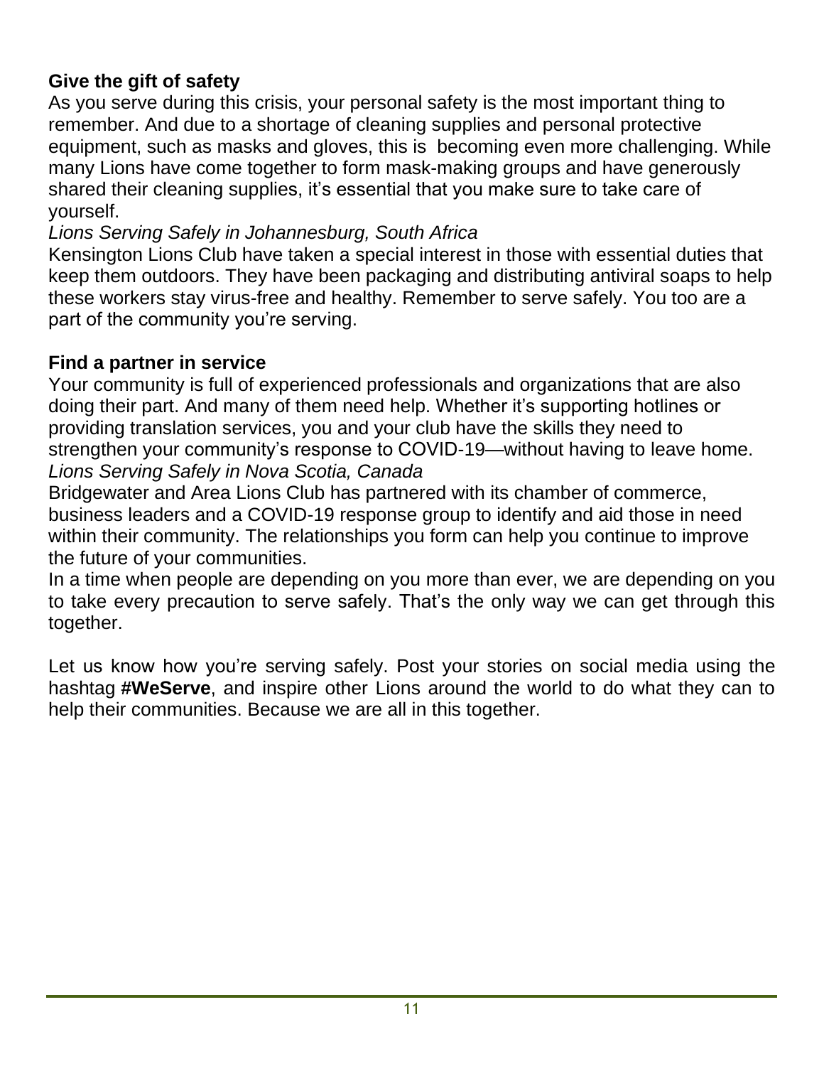**Give the gift of safety**

As you serve during this crisis, your personal safety is the most important thing to remember. And due to a shortage of cleaning supplies and personal protective equipment, such as masks and gloves, this is becoming even more challenging. While many Lions have come together to form mask-making groups and have generously shared their cleaning supplies, it's essential that you make sure to take care of yourself.

*Lions Serving Safely in Johannesburg, South Africa*

Kensington Lions Club have taken a special interest in those with essential duties that keep them outdoors. They have been packaging and distributing antiviral soaps to help these workers stay virus-free and healthy. Remember to serve safely. You too are a part of the community you're serving.

**Find a partner in service**

Your community is full of experienced professionals and organizations that are also doing their part. And many of them need help. Whether it's supporting hotlines or providing translation services, you and your club have the skills they need to strengthen your community's response to COVID-19—without having to leave home.

*Lions Serving Safely in Nova Scotia, Canada*

Bridgewater and Area Lions Club has partnered with its chamber of commerce, business leaders and a COVID-19 response group to identify and aid those in need within their community. The relationships you form can help you continue to improve the future of your communities.

In a time when people are depending on you more than ever, we are depending on you to take every precaution to serve safely. That's the only way we can get through this together.

Let us know how you're serving safely. Post your stories on social media using the hashtag **#WeServe**, and inspire other Lions around the world to do what they can to help their communities. Because we are all in this together.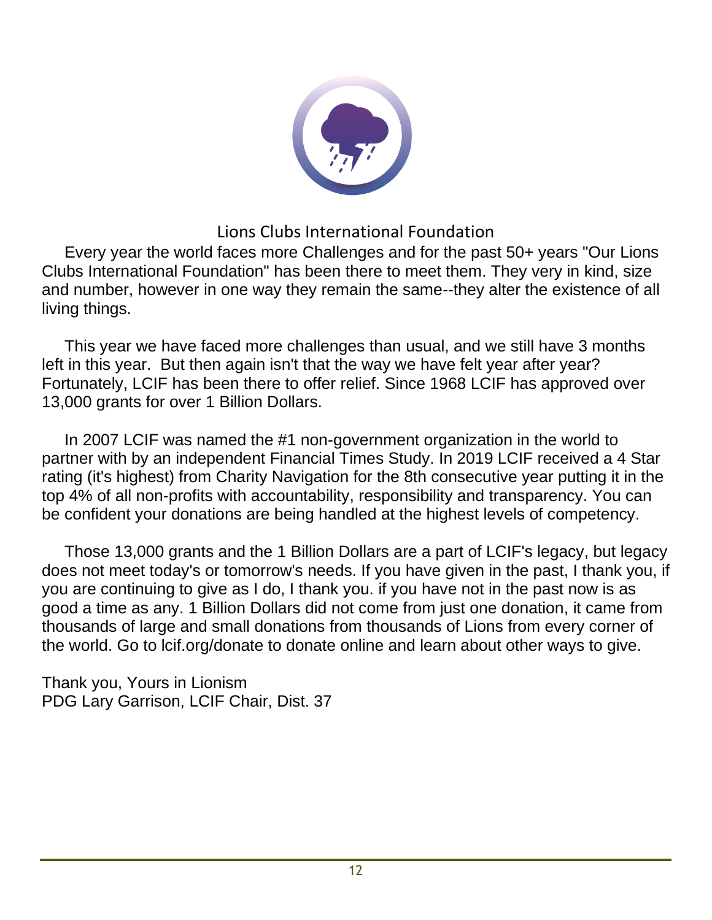## Lions Clubs International Foundation

Every year the world faces more Challenges and for the past 50+ years "Our Lions Clubs International Foundation" has been there to meet them. They very in kind, size and number, however in one way they remain the same--they alter the existence of all living things.

This year we have faced more challenges than usual, and we still have 3 months left in this year. But then again isn't that the way we have felt year after year? Fortunately, LCIF has been there to offer relief. Since 1968 LCIF has approved over 13,000 grants for over 1 Billion Dollars.

In 2007 LCIF was named the #1 non-government organization in the world to partner with by an independent Financial Times Study. In 2019 LCIF received a 4 Star rating (it's highest) from Charity Navigation for the 8th consecutive year putting it in the top 4% of all non-profits with accountability, responsibility and transparency. You can be confident your donations are being handled at the highest levels of competency.

Those 13,000 grants and the 1 Billion Dollars are a part of LCIF's legacy, but legacy does not meet today's or tomorrow's needs. If you have given in the past, I thank you, if you are continuing to give as I do, I thank you. if you have not in the past now is as good a time as any. 1 Billion Dollars did not come from just one donation, it came from thousands of large and small donations from thousands of Lions from every corner of the world. Go to lcif.org/donate to donate online and learn about other ways to give.

Thank you, Yours in Lionism
PDG Lary Garrison, LCIF Chair, Dist. 37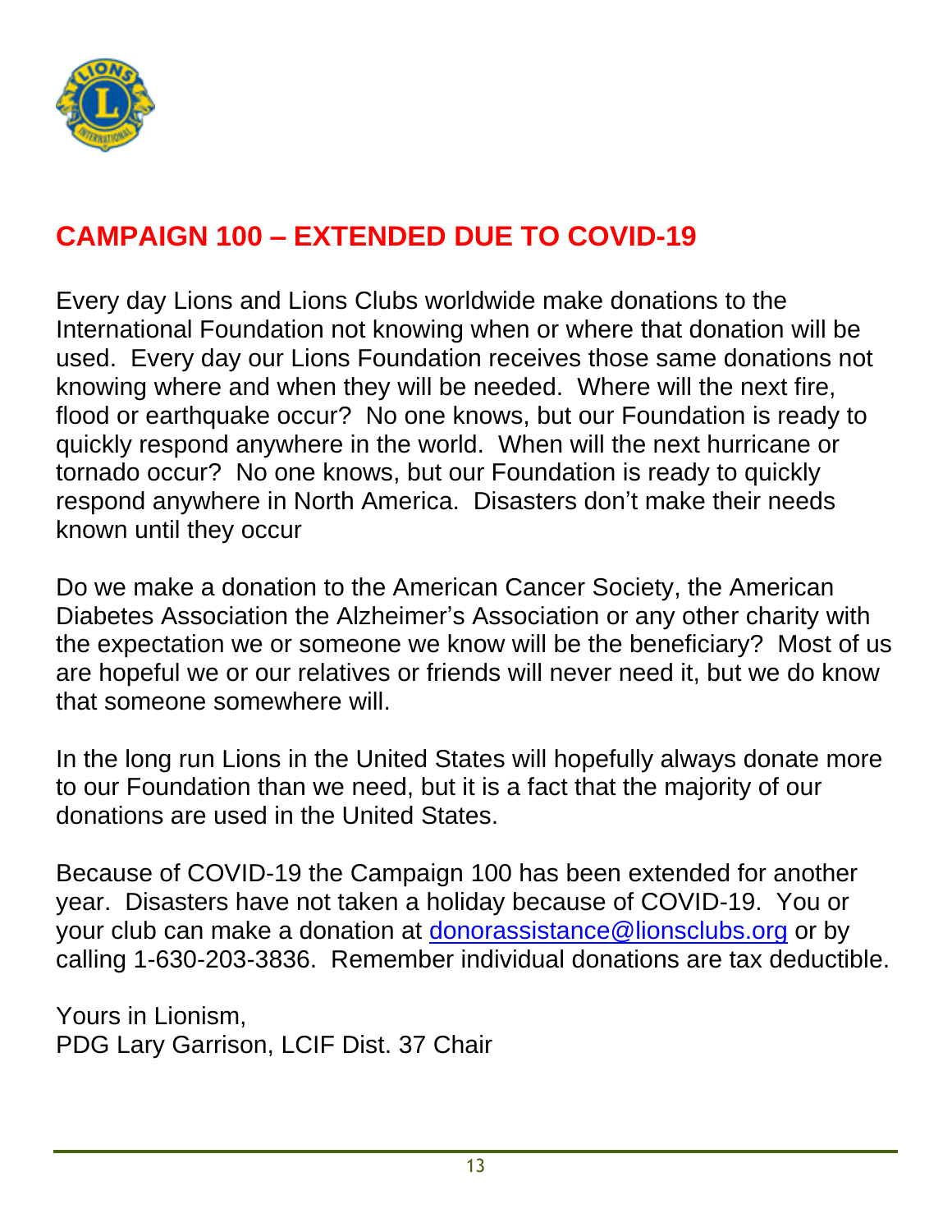## CAMPAIGN 100 – EXTENDED DUE TO COVID-19

Every day Lions and Lions Clubs worldwide make donations to the International Foundation not knowing when or where that donation will be used. Every day our Lions Foundation receives those same donations not knowing where and when they will be needed. Where will the next fire, flood or earthquake occur? No one knows, but our Foundation is ready to quickly respond anywhere in the world. When will the next hurricane or tornado occur? No one knows, but our Foundation is ready to quickly respond anywhere in North America. Disasters don't make their needs known until they occur

Do we make a donation to the American Cancer Society, the American Diabetes Association the Alzheimer's Association or any other charity with the expectation we or someone we know will be the beneficiary? Most of us are hopeful we or our relatives or friends will never need it, but we do know that someone somewhere will.

In the long run Lions in the United States will hopefully always donate more to our Foundation than we need, but it is a fact that the majority of our donations are used in the United States.

Because of COVID-19 the Campaign 100 has been extended for another year. Disasters have not taken a holiday because of COVID-19. You or your club can make a donation at donorassistance@lionsclubs.org or by calling 1-630-203-3836. Remember individual donations are tax deductible.

Yours in Lionism,
PDG Lary Garrison, LCIF Dist. 37 Chair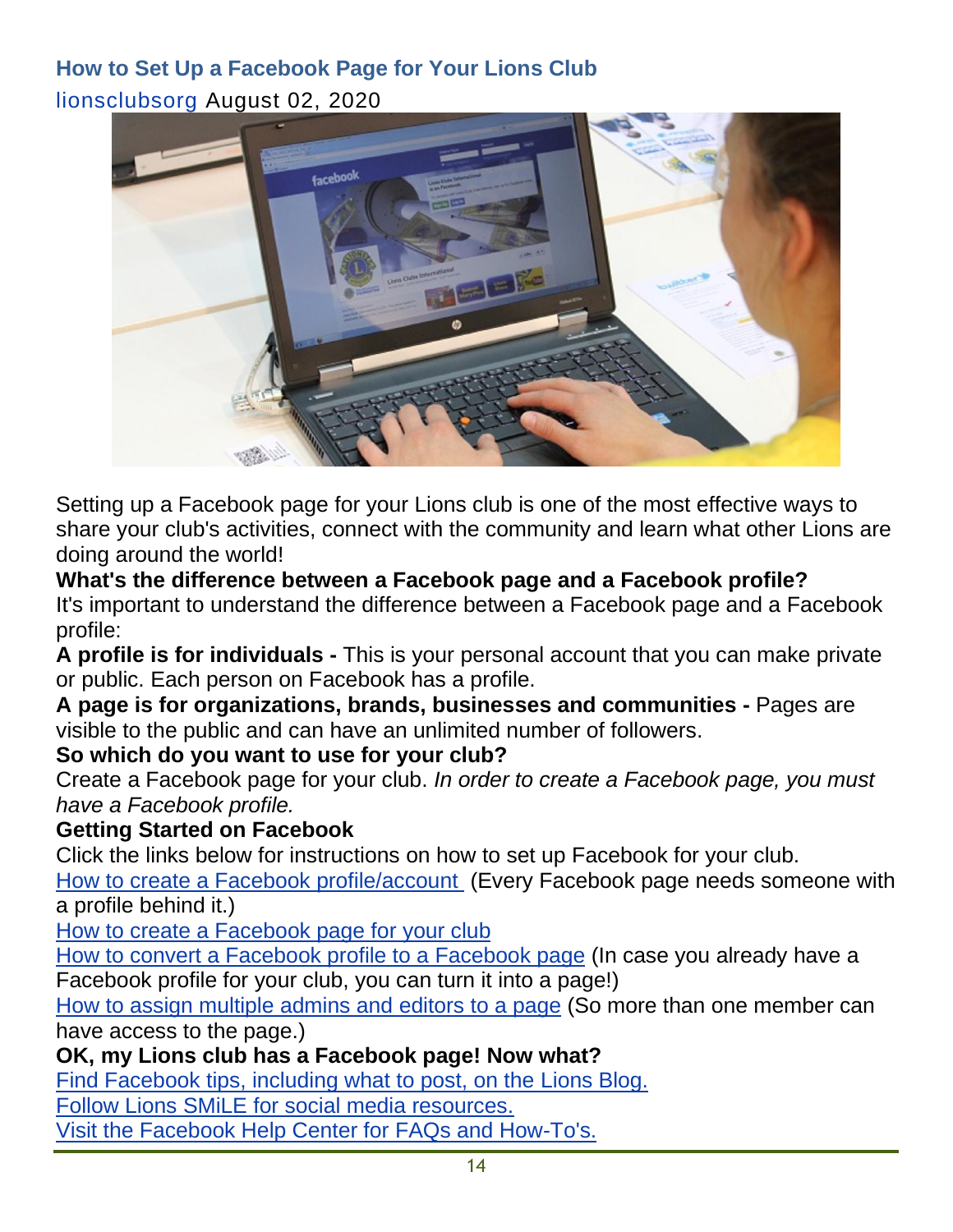## How to Set Up a Facebook Page for Your Lions Club

lionsclubsorg August 02, 2020

Setting up a Facebook page for your Lions club is one of the most effective ways to share your club's activities, connect with the community and learn what other Lions are doing around the world!

**What's the difference between a Facebook page and a Facebook profile?**

It's important to understand the difference between a Facebook page and a Facebook profile:

**A profile is for individuals -** This is your personal account that you can make private or public. Each person on Facebook has a profile.

**A page is for organizations, brands, businesses and communities -** Pages are visible to the public and can have an unlimited number of followers.

**So which do you want to use for your club?**

Create a Facebook page for your club. *In order to create a Facebook page, you must have a Facebook profile.*

**Getting Started on Facebook**

Click the links below for instructions on how to set up Facebook for your club.

How to create a Facebook profile/account (Every Facebook page needs someone with a profile behind it.)

How to create a Facebook page for your club

How to convert a Facebook profile to a Facebook page (In case you already have a Facebook profile for your club, you can turn it into a page!)

How to assign multiple admins and editors to a page (So more than one member can have access to the page.)

**OK, my Lions club has a Facebook page! Now what?**

Find Facebook tips, including what to post, on the Lions Blog.

Follow Lions SMiLE for social media resources.

Visit the Facebook Help Center for FAQs and How-To's.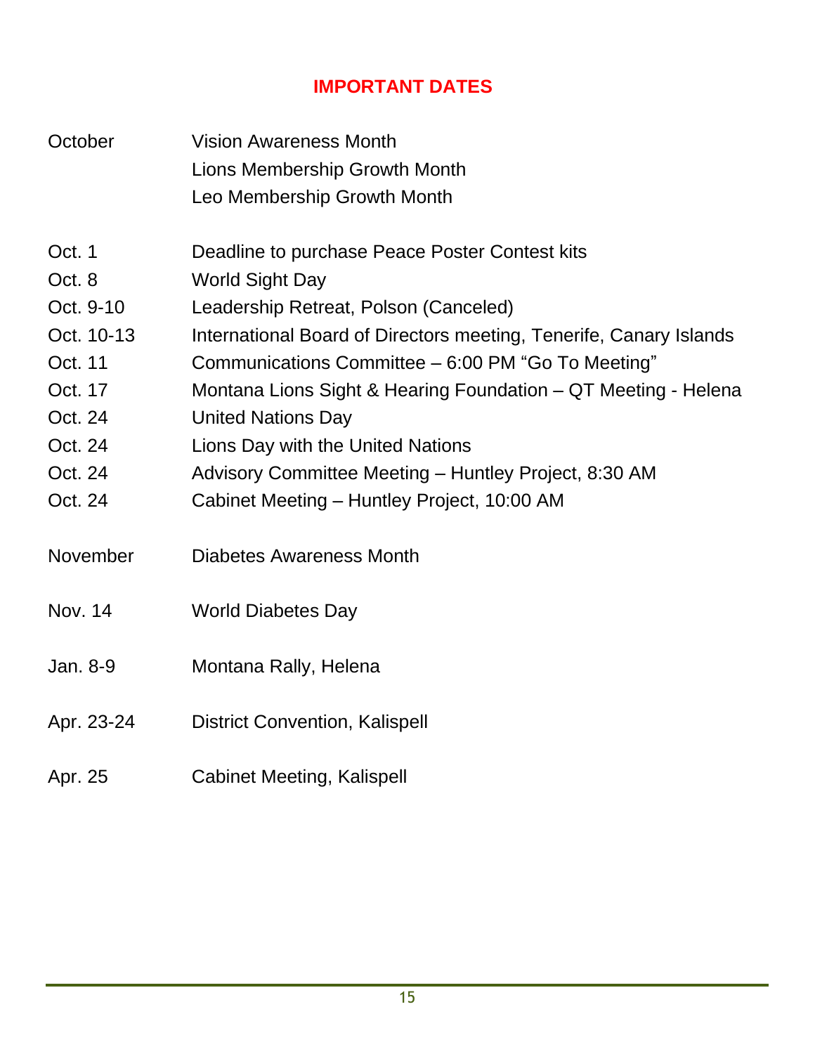## IMPORTANT DATES

| | |
|---|---|
| October | Vision Awareness Month<br>Lions Membership Growth Month<br>Leo Membership Growth Month |
| Oct. 1 | Deadline to purchase Peace Poster Contest kits |
| Oct. 8 | World Sight Day |
| Oct. 9-10 | Leadership Retreat, Polson (Canceled) |
| Oct. 10-13 | International Board of Directors meeting, Tenerife, Canary Islands |
| Oct. 11 | Communications Committee – 6:00 PM “Go To Meeting” |
| Oct. 17 | Montana Lions Sight & Hearing Foundation – QT Meeting - Helena |
| Oct. 24 | United Nations Day |
| Oct. 24 | Lions Day with the United Nations |
| Oct. 24 | Advisory Committee Meeting – Huntley Project, 8:30 AM |
| Oct. 24 | Cabinet Meeting – Huntley Project, 10:00 AM |
| November | Diabetes Awareness Month |
| Nov. 14 | World Diabetes Day |
| Jan. 8-9 | Montana Rally, Helena |
| Apr. 23-24 | District Convention, Kalispell |
| Apr. 25 | Cabinet Meeting, Kalispell |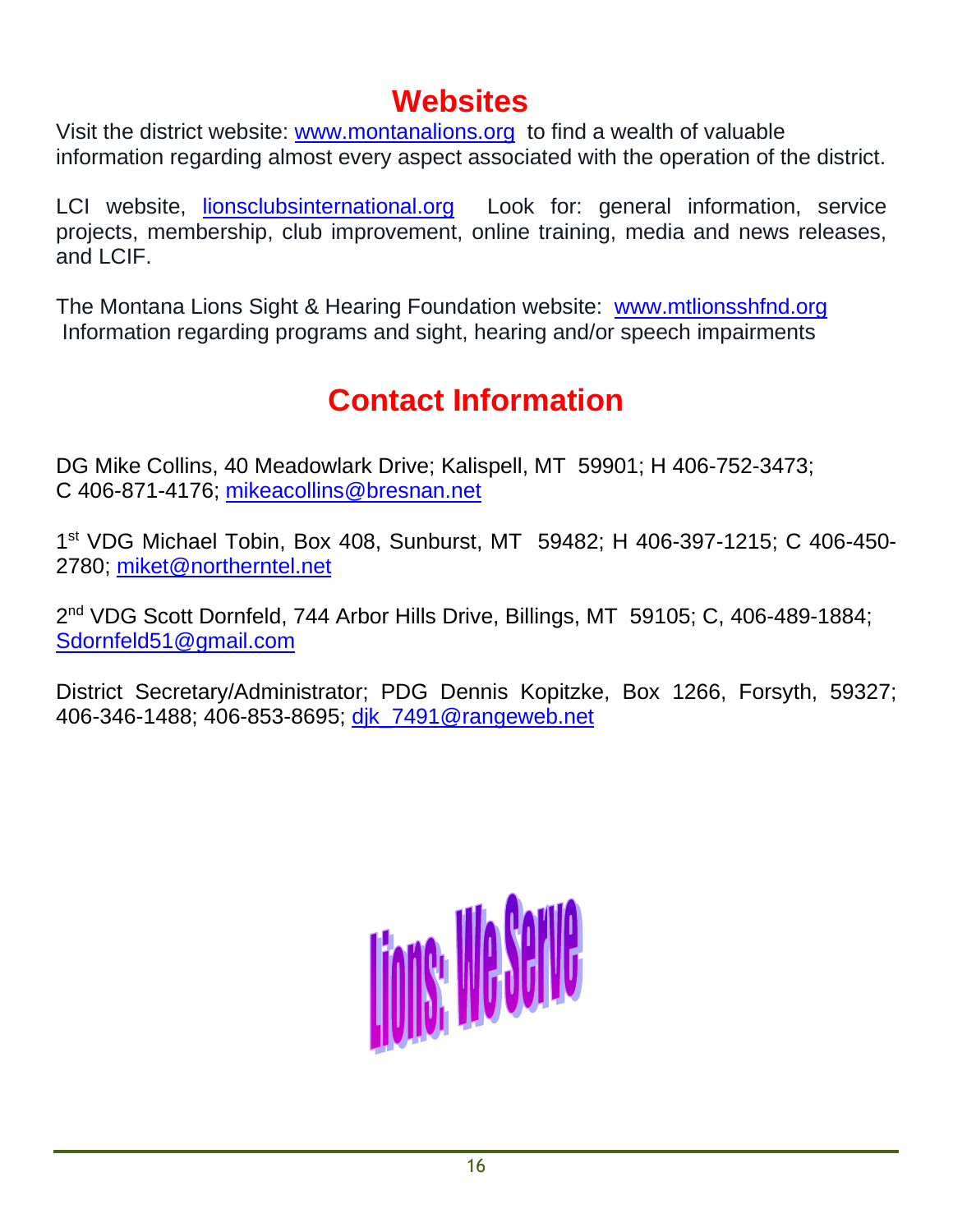# Websites

Visit the district website: www.montanalions.org to find a wealth of valuable information regarding almost every aspect associated with the operation of the district.

LCI website, lionsclubsinternational.org Look for: general information, service projects, membership, club improvement, online training, media and news releases, and LCIF.

The Montana Lions Sight & Hearing Foundation website: www.mtlionsshfnd.org
Information regarding programs and sight, hearing and/or speech impairments

# Contact Information

DG Mike Collins, 40 Meadowlark Drive; Kalispell, MT 59901; H 406-752-3473; C 406-871-4176; mikeacollins@bresnan.net

1st VDG Michael Tobin, Box 408, Sunburst, MT 59482; H 406-397-1215; C 406-450-2780; miket@northerntel.net

2nd VDG Scott Dornfeld, 744 Arbor Hills Drive, Billings, MT 59105; C, 406-489-1884; Sdornfeld51@gmail.com

District Secretary/Administrator; PDG Dennis Kopitzke, Box 1266, Forsyth, 59327; 406-346-1488; 406-853-8695; djk_7491@rangeweb.net

Lions: We Serve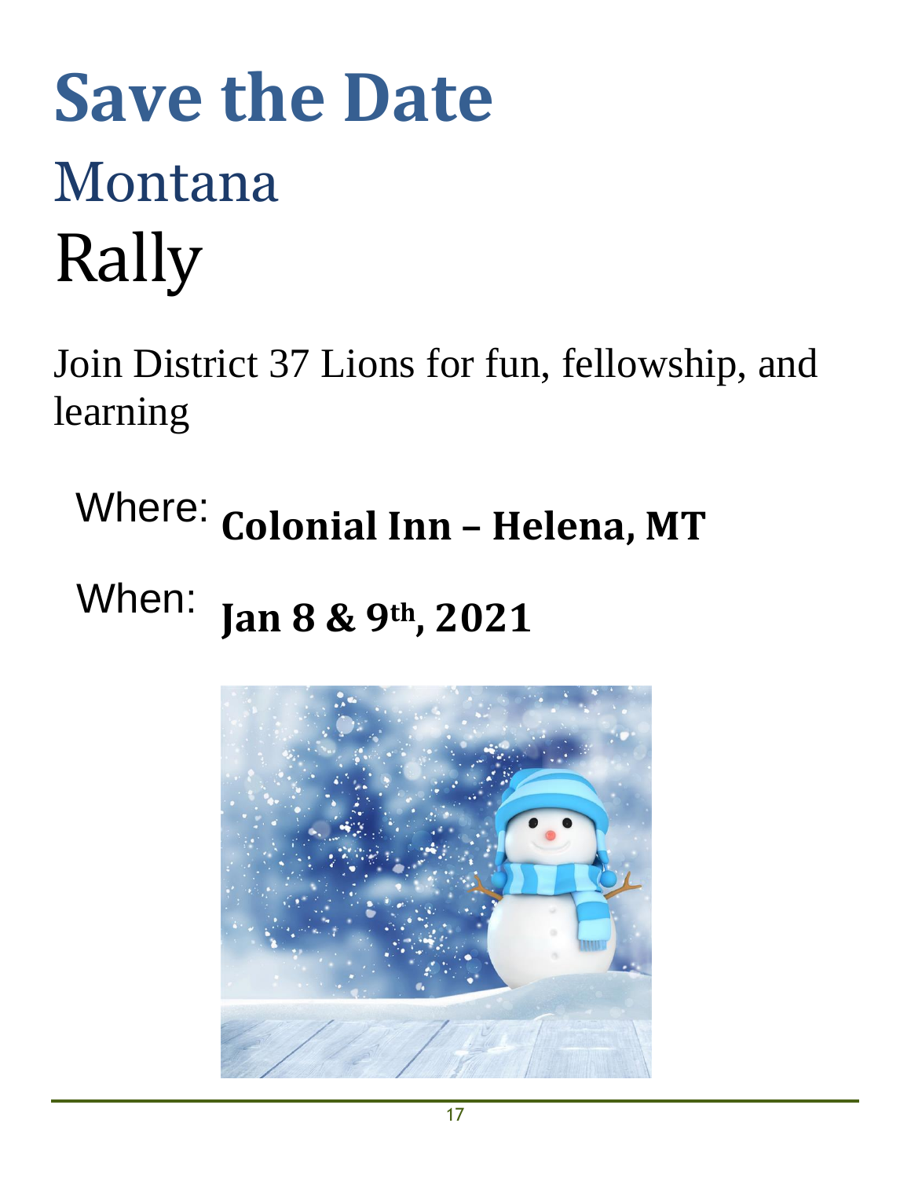# Save the Date

## Montana

## Rally

Join District 37 Lions for fun, fellowship, and learning

Where: **Colonial Inn – Helena, MT**

When: **Jan 8 & 9th, 2021**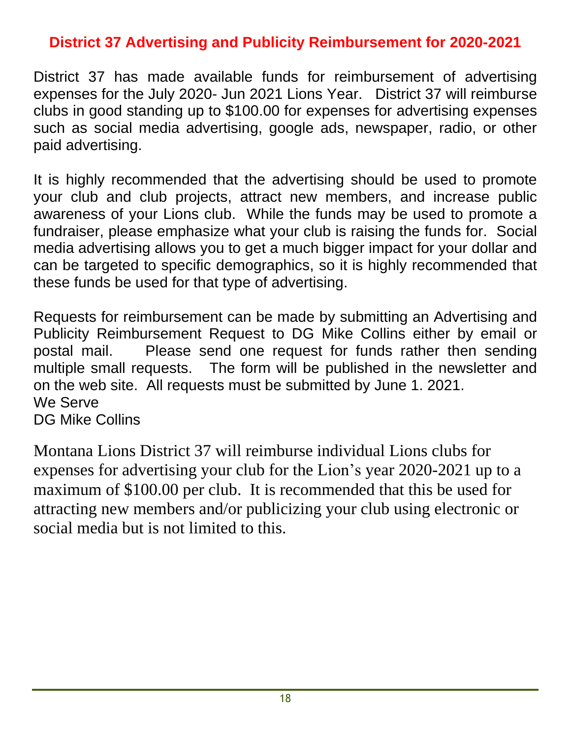## District 37 Advertising and Publicity Reimbursement for 2020-2021

District 37 has made available funds for reimbursement of advertising expenses for the July 2020- Jun 2021 Lions Year. District 37 will reimburse clubs in good standing up to $100.00 for expenses for advertising expenses such as social media advertising, google ads, newspaper, radio, or other paid advertising.

It is highly recommended that the advertising should be used to promote your club and club projects, attract new members, and increase public awareness of your Lions club. While the funds may be used to promote a fundraiser, please emphasize what your club is raising the funds for. Social media advertising allows you to get a much bigger impact for your dollar and can be targeted to specific demographics, so it is highly recommended that these funds be used for that type of advertising.

Requests for reimbursement can be made by submitting an Advertising and Publicity Reimbursement Request to DG Mike Collins either by email or postal mail. Please send one request for funds rather then sending multiple small requests. The form will be published in the newsletter and on the web site. All requests must be submitted by June 1. 2021.
We Serve
DG Mike Collins

Montana Lions District 37 will reimburse individual Lions clubs for expenses for advertising your club for the Lion's year 2020-2021 up to a maximum of $100.00 per club. It is recommended that this be used for attracting new members and/or publicizing your club using electronic or social media but is not limited to this.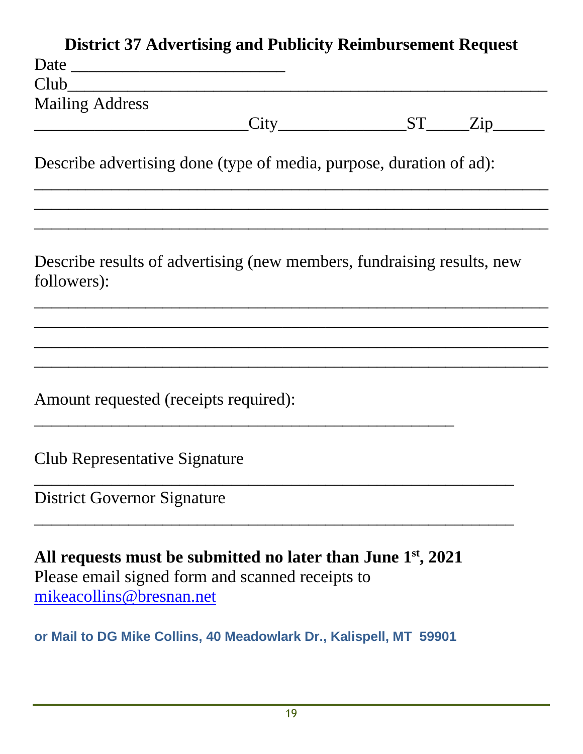# District 37 Advertising and Publicity Reimbursement Request

Date _________________________

Club_____________________________________________________________

Mailing Address

_________________________City_______________ST_____Zip______

Describe advertising done (type of media, purpose, duration of ad):

_____________________________________________________________

_____________________________________________________________

_____________________________________________________________

Describe results of advertising (new members, fundraising results, new followers):

_____________________________________________________________

_____________________________________________________________

_____________________________________________________________

_____________________________________________________________

Amount requested (receipts required):

_________________________________________________

Club Representative Signature

________________________________________________________

District Governor Signature

________________________________________________________

**All requests must be submitted no later than June 1st, 2021**

Please email signed form and scanned receipts to
mikeacollins@bresnan.net

**or Mail to DG Mike Collins, 40 Meadowlark Dr., Kalispell, MT 59901**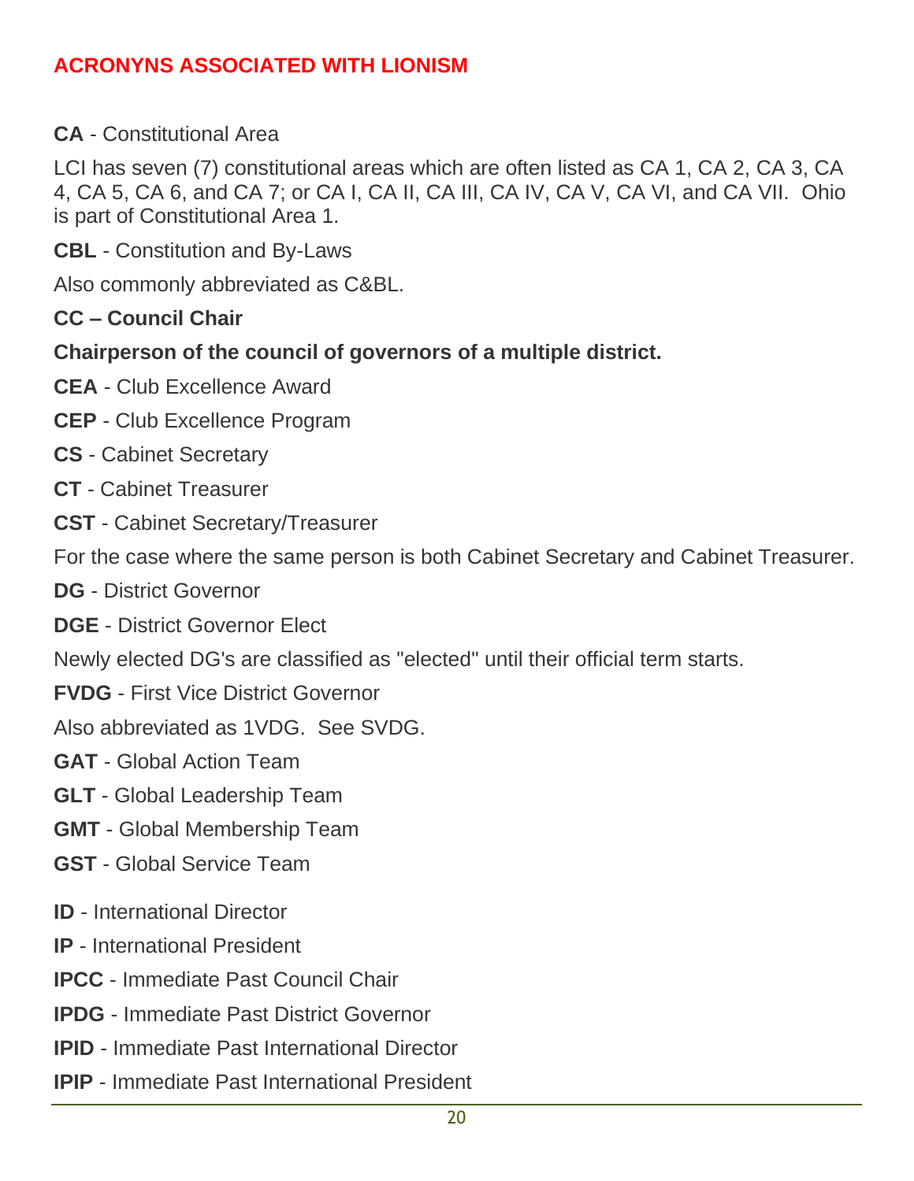## ACRONYNS ASSOCIATED WITH LIONISM

**CA** - Constitutional Area

LCI has seven (7) constitutional areas which are often listed as CA 1, CA 2, CA 3, CA 4, CA 5, CA 6, and CA 7; or CA I, CA II, CA III, CA IV, CA V, CA VI, and CA VII. Ohio is part of Constitutional Area 1.

**CBL** - Constitution and By-Laws

Also commonly abbreviated as C&BL.

**CC – Council Chair**

**Chairperson of the council of governors of a multiple district.**

**CEA** - Club Excellence Award

**CEP** - Club Excellence Program

**CS** - Cabinet Secretary

**CT** - Cabinet Treasurer

**CST** - Cabinet Secretary/Treasurer

For the case where the same person is both Cabinet Secretary and Cabinet Treasurer.

**DG** - District Governor

**DGE** - District Governor Elect

Newly elected DG's are classified as "elected" until their official term starts.

**FVDG** - First Vice District Governor

Also abbreviated as 1VDG. See SVDG.

**GAT** - Global Action Team

**GLT** - Global Leadership Team

**GMT** - Global Membership Team

**GST** - Global Service Team

**ID** - International Director

**IP** - International President

**IPCC** - Immediate Past Council Chair

**IPDG** - Immediate Past District Governor

**IPID** - Immediate Past International Director

**IPIP** - Immediate Past International President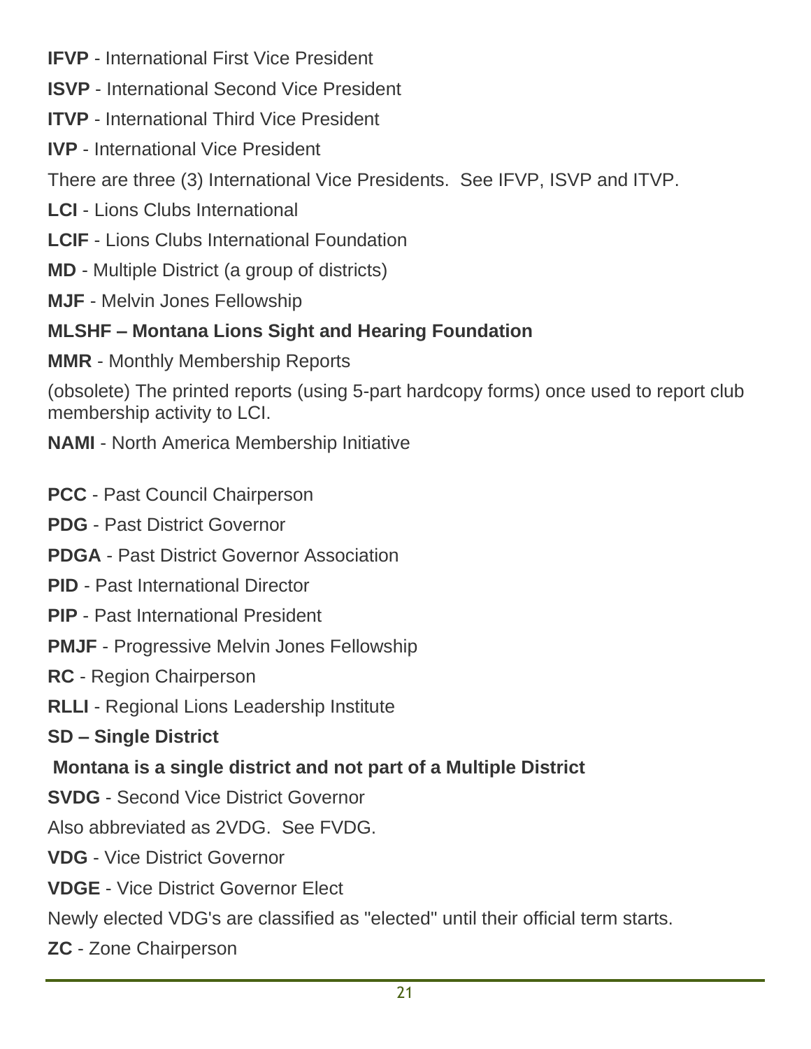**IFVP** - International First Vice President

**ISVP** - International Second Vice President

**ITVP** - International Third Vice President

**IVP** - International Vice President

There are three (3) International Vice Presidents.  See IFVP, ISVP and ITVP.

**LCI** - Lions Clubs International

**LCIF** - Lions Clubs International Foundation

**MD** - Multiple District (a group of districts)

**MJF** - Melvin Jones Fellowship

**MLSHF – Montana Lions Sight and Hearing Foundation**

**MMR** - Monthly Membership Reports

(obsolete) The printed reports (using 5-part hardcopy forms) once used to report club membership activity to LCI.

**NAMI** - North America Membership Initiative

**PCC** - Past Council Chairperson

**PDG** - Past District Governor

**PDGA** - Past District Governor Association

**PID** - Past International Director

**PIP** - Past International President

**PMJF** - Progressive Melvin Jones Fellowship

**RC** - Region Chairperson

**RLLI** - Regional Lions Leadership Institute

**SD – Single District**

**Montana is a single district and not part of a Multiple District**

**SVDG** - Second Vice District Governor

Also abbreviated as 2VDG.  See FVDG.

**VDG** - Vice District Governor

**VDGE** - Vice District Governor Elect

Newly elected VDG's are classified as "elected" until their official term starts.

**ZC** - Zone Chairperson